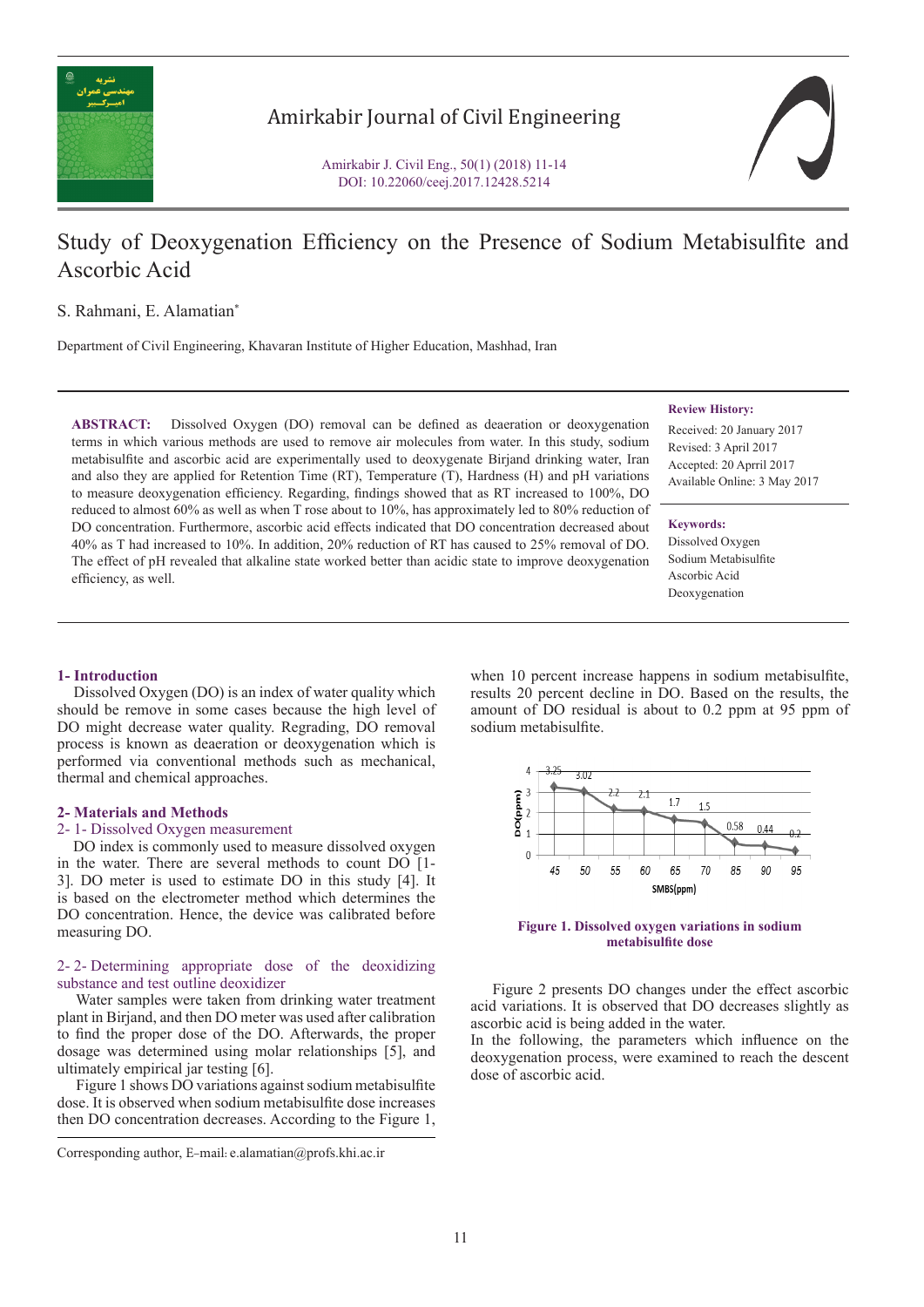# Study of Deoxygenation Efficiency on the Presence of Sodium Metabisulfite and Ascorbic Acid

S. Rahmani, E. Alamatian*

Department of Civil Engineering, Khavaran Institute of Higher Education, Mashhad, Iran

**ABSTRACT:** Dissolved Oxygen (DO) removal can be defined as deaeration or deoxygenation terms in which various methods are used to remove air molecules from water. In this study, sodium metabisulfite and ascorbic acid are experimentally used to deoxygenate Birjand drinking water, Iran and also they are applied for Retention Time (RT), Temperature (T), Hardness (H) and pH variations to measure deoxygenation efficiency. Regarding, findings showed that as RT increased to 100%, DO reduced to almost 60% as well as when T rose about to 10%, has approximately led to 80% reduction of DO concentration. Furthermore, ascorbic acid effects indicated that DO concentration decreased about 40% as T had increased to 10%. In addition, 20% reduction of RT has caused to 25% removal of DO. The effect of pH revealed that alkaline state worked better than acidic state to improve deoxygenation efficiency, as well.

**Review History:**

Received: 20 January 2017
Revised: 3 April 2017
Accepted: 20 Aprril 2017
Available Online: 3 May 2017

**Keywords:**

Dissolved Oxygen
Sodium Metabisulfite
Ascorbic Acid
Deoxygenation

## 1- Introduction

Dissolved Oxygen (DO) is an index of water quality which should be remove in some cases because the high level of DO might decrease water quality. Regrading, DO removal process is known as deaeration or deoxygenation which is performed via conventional methods such as mechanical, thermal and chemical approaches.

## 2- Materials and Methods

### 2- 1- Dissolved Oxygen measurement

DO index is commonly used to measure dissolved oxygen in the water. There are several methods to count DO [1-3]. DO meter is used to estimate DO in this study [4]. It is based on the electrometer method which determines the DO concentration. Hence, the device was calibrated before measuring DO.

### 2- 2- Determining appropriate dose of the deoxidizing substance and test outline deoxidizer

Water samples were taken from drinking water treatment plant in Birjand, and then DO meter was used after calibration to find the proper dose of the DO. Afterwards, the proper dosage was determined using molar relationships [5], and ultimately empirical jar testing [6].

Figure 1 shows DO variations against sodium metabisulfite dose. It is observed when sodium metabisulfite dose increases then DO concentration decreases. According to the Figure 1, when 10 percent increase happens in sodium metabisulfite, results 20 percent decline in DO. Based on the results, the amount of DO residual is about to 0.2 ppm at 95 ppm of sodium metabisulfite.

| SMBS (ppm) | 45 | 50 | 55 | 60 | 65 | 70 | 85 | 90 | 95 |
|---|---|---|---|---|---|---|---|---|---|
| DO (ppm) | 3.25 | 3.02 | 2.2 | 2.1 | 1.7 | 1.5 | 0.58 | 0.44 | 0.2 |

**Figure 1. Dissolved oxygen variations in sodium metabisulfite dose**

Figure 2 presents DO changes under the effect ascorbic acid variations. It is observed that DO decreases slightly as ascorbic acid is being added in the water.

In the following, the parameters which influence on the deoxygenation process, were examined to reach the descent dose of ascorbic acid.

Corresponding author, E-mail: e.alamatian@profs.khi.ac.ir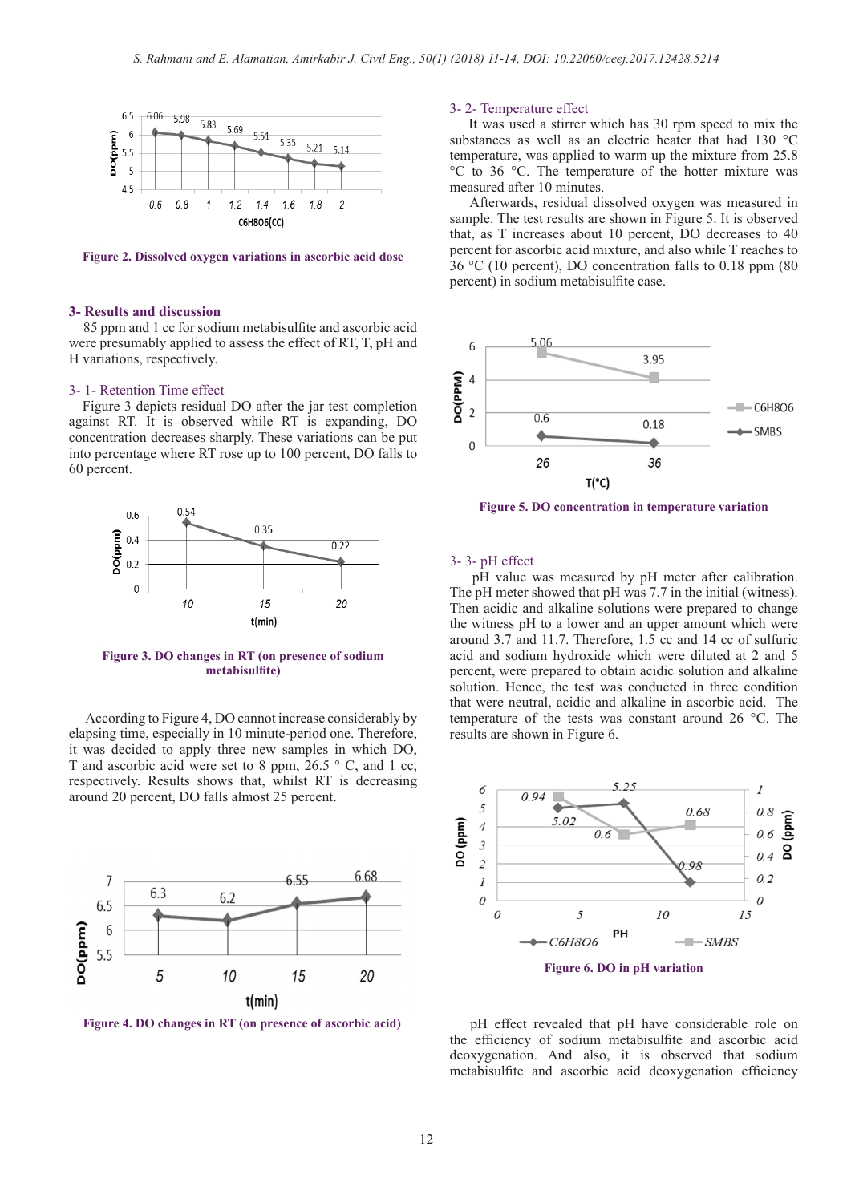Figure 2. Dissolved oxygen variations in ascorbic acid dose

## 3- Results and discussion

85 ppm and 1 cc for sodium metabisulfite and ascorbic acid were presumably applied to assess the effect of RT, T, pH and H variations, respectively.

### 3- 1- Retention Time effect

Figure 3 depicts residual DO after the jar test completion against RT. It is observed while RT is expanding, DO concentration decreases sharply. These variations can be put into percentage where RT rose up to 100 percent, DO falls to 60 percent.

Figure 3. DO changes in RT (on presence of sodium metabisulfite)

According to Figure 4, DO cannot increase considerably by elapsing time, especially in 10 minute-period one. Therefore, it was decided to apply three new samples in which DO, T and ascorbic acid were set to 8 ppm, 26.5 ° C, and 1 cc, respectively. Results shows that, whilst RT is decreasing around 20 percent, DO falls almost 25 percent.

Figure 4. DO changes in RT (on presence of ascorbic acid)

### 3- 2- Temperature effect

It was used a stirrer which has 30 rpm speed to mix the substances as well as an electric heater that had 130 °C temperature, was applied to warm up the mixture from 25.8 °C to 36 °C. The temperature of the hotter mixture was measured after 10 minutes.

Afterwards, residual dissolved oxygen was measured in sample. The test results are shown in Figure 5. It is observed that, as T increases about 10 percent, DO decreases to 40 percent for ascorbic acid mixture, and also while T reaches to 36 °C (10 percent), DO concentration falls to 0.18 ppm (80 percent) in sodium metabisulfite case.

Figure 5. DO concentration in temperature variation

### 3- 3- pH effect

pH value was measured by pH meter after calibration. The pH meter showed that pH was 7.7 in the initial (witness). Then acidic and alkaline solutions were prepared to change the witness pH to a lower and an upper amount which were around 3.7 and 11.7. Therefore, 1.5 cc and 14 cc of sulfuric acid and sodium hydroxide which were diluted at 2 and 5 percent, were prepared to obtain acidic solution and alkaline solution. Hence, the test was conducted in three condition that were neutral, acidic and alkaline in ascorbic acid. The temperature of the tests was constant around 26 °C. The results are shown in Figure 6.

Figure 6. DO in pH variation

pH effect revealed that pH have considerable role on the efficiency of sodium metabisulfite and ascorbic acid deoxygenation. And also, it is observed that sodium metabisulfite and ascorbic acid deoxygenation efficiency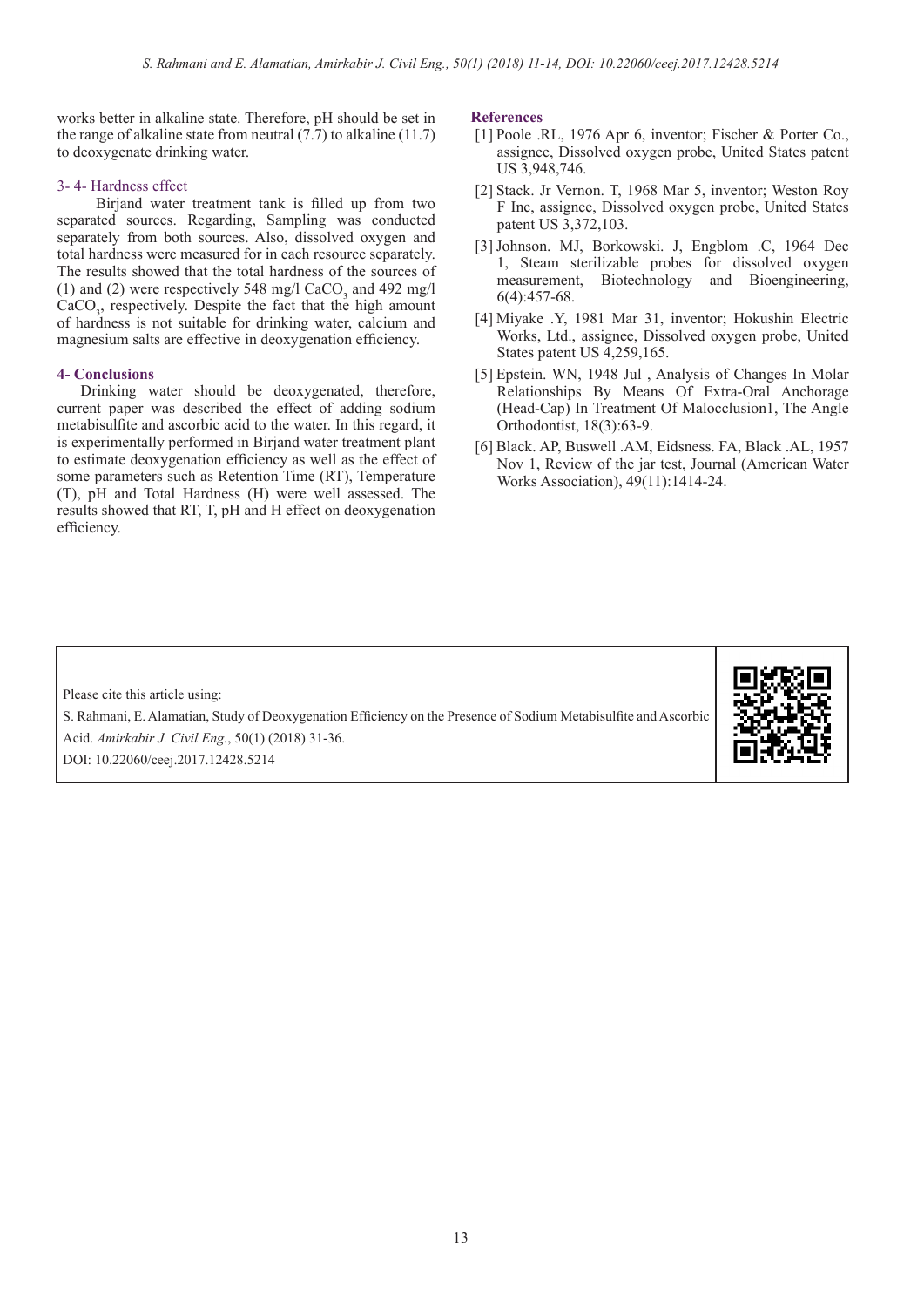works better in alkaline state. Therefore, pH should be set in the range of alkaline state from neutral (7.7) to alkaline (11.7) to deoxygenate drinking water.

### 3- 4- Hardness effect

Birjand water treatment tank is filled up from two separated sources. Regarding, Sampling was conducted separately from both sources. Also, dissolved oxygen and total hardness were measured for in each resource separately. The results showed that the total hardness of the sources of (1) and (2) were respectively 548 mg/l $CaCO_3$ and 492 mg/l $CaCO_3$, respectively. Despite the fact that the high amount of hardness is not suitable for drinking water, calcium and magnesium salts are effective in deoxygenation efficiency.

## 4- Conclusions

Drinking water should be deoxygenated, therefore, current paper was described the effect of adding sodium metabisulfite and ascorbic acid to the water. In this regard, it is experimentally performed in Birjand water treatment plant to estimate deoxygenation efficiency as well as the effect of some parameters such as Retention Time (RT), Temperature (T), pH and Total Hardness (H) were well assessed. The results showed that RT, T, pH and H effect on deoxygenation efficiency.

## References

[1] Poole .RL, 1976 Apr 6, inventor; Fischer & Porter Co., assignee, Dissolved oxygen probe, United States patent US 3,948,746.

[2] Stack. Jr Vernon. T, 1968 Mar 5, inventor; Weston Roy F Inc, assignee, Dissolved oxygen probe, United States patent US 3,372,103.

[3] Johnson. MJ, Borkowski. J, Engblom .C, 1964 Dec 1, Steam sterilizable probes for dissolved oxygen measurement, Biotechnology and Bioengineering, 6(4):457-68.

[4] Miyake .Y, 1981 Mar 31, inventor; Hokushin Electric Works, Ltd., assignee, Dissolved oxygen probe, United States patent US 4,259,165.

[5] Epstein. WN, 1948 Jul , Analysis of Changes In Molar Relationships By Means Of Extra-Oral Anchorage (Head-Cap) In Treatment Of Malocclusion1, The Angle Orthodontist, 18(3):63-9.

[6] Black. AP, Buswell .AM, Eidsness. FA, Black .AL, 1957 Nov 1, Review of the jar test, Journal (American Water Works Association), 49(11):1414-24.

Please cite this article using:

S. Rahmani, E. Alamatian, Study of Deoxygenation Efficiency on the Presence of Sodium Metabisulfite and Ascorbic Acid. *Amirkabir J. Civil Eng.*, 50(1) (2018) 31-36.

DOI: 10.22060/ceej.2017.12428.5214